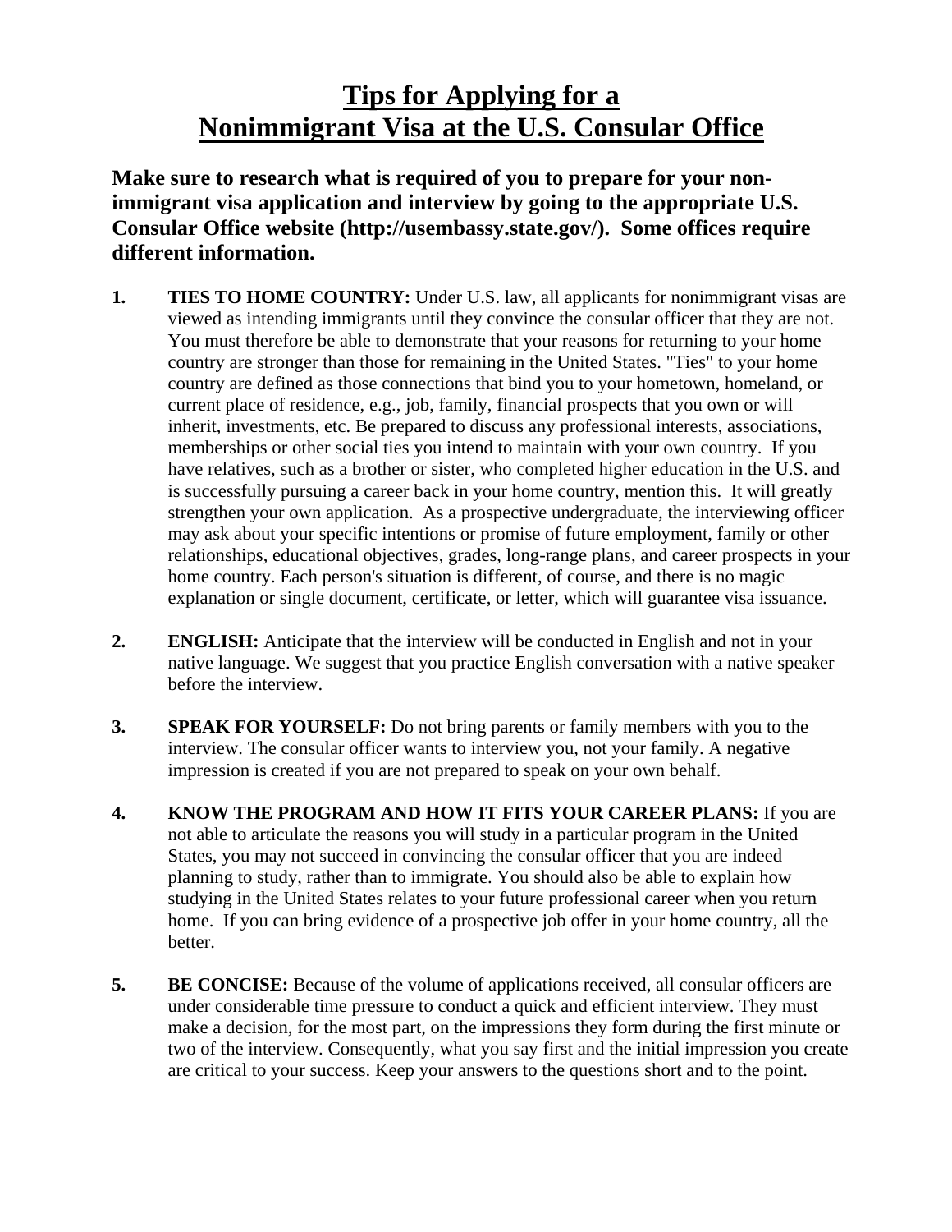# Tips for Applying for a Nonimmigrant Visa at the U.S. Consular Office

**Make sure to research what is required of you to prepare for your non-immigrant visa application and interview by going to the appropriate U.S. Consular Office website (http://usembassy.state.gov/). Some offices require different information.**

1. **TIES TO HOME COUNTRY:** Under U.S. law, all applicants for nonimmigrant visas are viewed as intending immigrants until they convince the consular officer that they are not. You must therefore be able to demonstrate that your reasons for returning to your home country are stronger than those for remaining in the United States. "Ties" to your home country are defined as those connections that bind you to your hometown, homeland, or current place of residence, e.g., job, family, financial prospects that you own or will inherit, investments, etc. Be prepared to discuss any professional interests, associations, memberships or other social ties you intend to maintain with your own country. If you have relatives, such as a brother or sister, who completed higher education in the U.S. and is successfully pursuing a career back in your home country, mention this. It will greatly strengthen your own application. As a prospective undergraduate, the interviewing officer may ask about your specific intentions or promise of future employment, family or other relationships, educational objectives, grades, long-range plans, and career prospects in your home country. Each person's situation is different, of course, and there is no magic explanation or single document, certificate, or letter, which will guarantee visa issuance.

2. **ENGLISH:** Anticipate that the interview will be conducted in English and not in your native language. We suggest that you practice English conversation with a native speaker before the interview.

3. **SPEAK FOR YOURSELF:** Do not bring parents or family members with you to the interview. The consular officer wants to interview you, not your family. A negative impression is created if you are not prepared to speak on your own behalf.

4. **KNOW THE PROGRAM AND HOW IT FITS YOUR CAREER PLANS:** If you are not able to articulate the reasons you will study in a particular program in the United States, you may not succeed in convincing the consular officer that you are indeed planning to study, rather than to immigrate. You should also be able to explain how studying in the United States relates to your future professional career when you return home. If you can bring evidence of a prospective job offer in your home country, all the better.

5. **BE CONCISE:** Because of the volume of applications received, all consular officers are under considerable time pressure to conduct a quick and efficient interview. They must make a decision, for the most part, on the impressions they form during the first minute or two of the interview. Consequently, what you say first and the initial impression you create are critical to your success. Keep your answers to the questions short and to the point.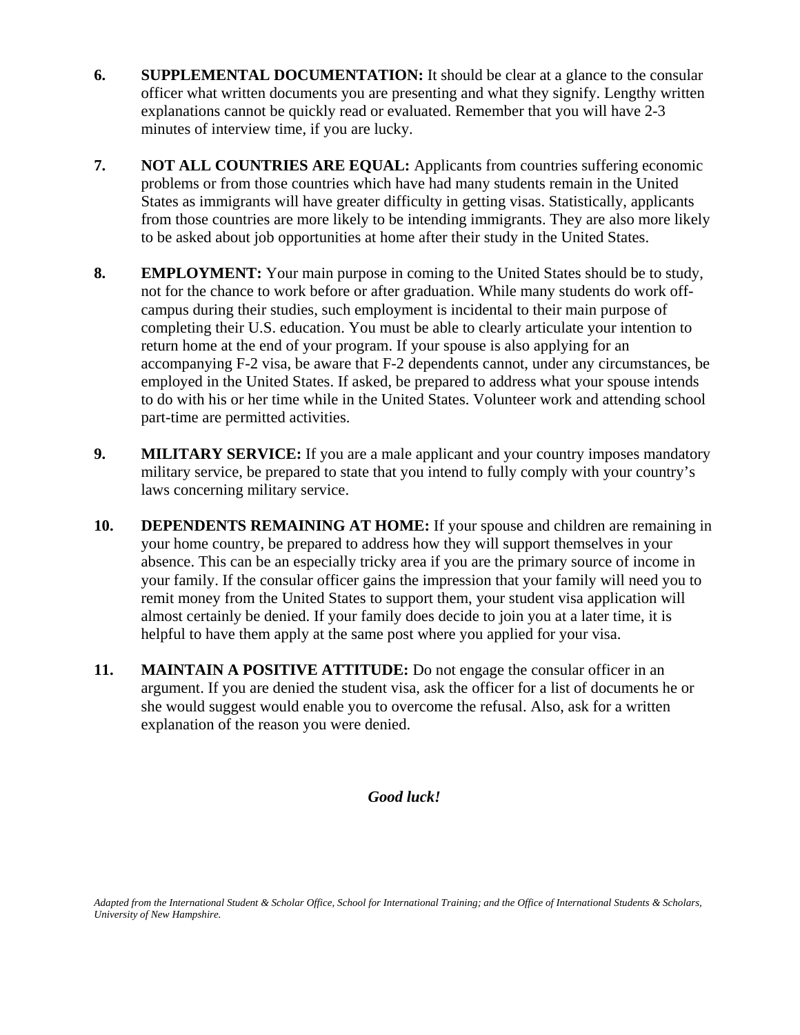6. **SUPPLEMENTAL DOCUMENTATION:** It should be clear at a glance to the consular officer what written documents you are presenting and what they signify. Lengthy written explanations cannot be quickly read or evaluated. Remember that you will have 2-3 minutes of interview time, if you are lucky.

7. **NOT ALL COUNTRIES ARE EQUAL:** Applicants from countries suffering economic problems or from those countries which have had many students remain in the United States as immigrants will have greater difficulty in getting visas. Statistically, applicants from those countries are more likely to be intending immigrants. They are also more likely to be asked about job opportunities at home after their study in the United States.

8. **EMPLOYMENT:** Your main purpose in coming to the United States should be to study, not for the chance to work before or after graduation. While many students do work off-campus during their studies, such employment is incidental to their main purpose of completing their U.S. education. You must be able to clearly articulate your intention to return home at the end of your program. If your spouse is also applying for an accompanying F-2 visa, be aware that F-2 dependents cannot, under any circumstances, be employed in the United States. If asked, be prepared to address what your spouse intends to do with his or her time while in the United States. Volunteer work and attending school part-time are permitted activities.

9. **MILITARY SERVICE:** If you are a male applicant and your country imposes mandatory military service, be prepared to state that you intend to fully comply with your country's laws concerning military service.

10. **DEPENDENTS REMAINING AT HOME:** If your spouse and children are remaining in your home country, be prepared to address how they will support themselves in your absence. This can be an especially tricky area if you are the primary source of income in your family. If the consular officer gains the impression that your family will need you to remit money from the United States to support them, your student visa application will almost certainly be denied. If your family does decide to join you at a later time, it is helpful to have them apply at the same post where you applied for your visa.

11. **MAINTAIN A POSITIVE ATTITUDE:** Do not engage the consular officer in an argument. If you are denied the student visa, ask the officer for a list of documents he or she would suggest would enable you to overcome the refusal. Also, ask for a written explanation of the reason you were denied.

***Good luck!***

*Adapted from the International Student & Scholar Office, School for International Training; and the Office of International Students & Scholars, University of New Hampshire.*